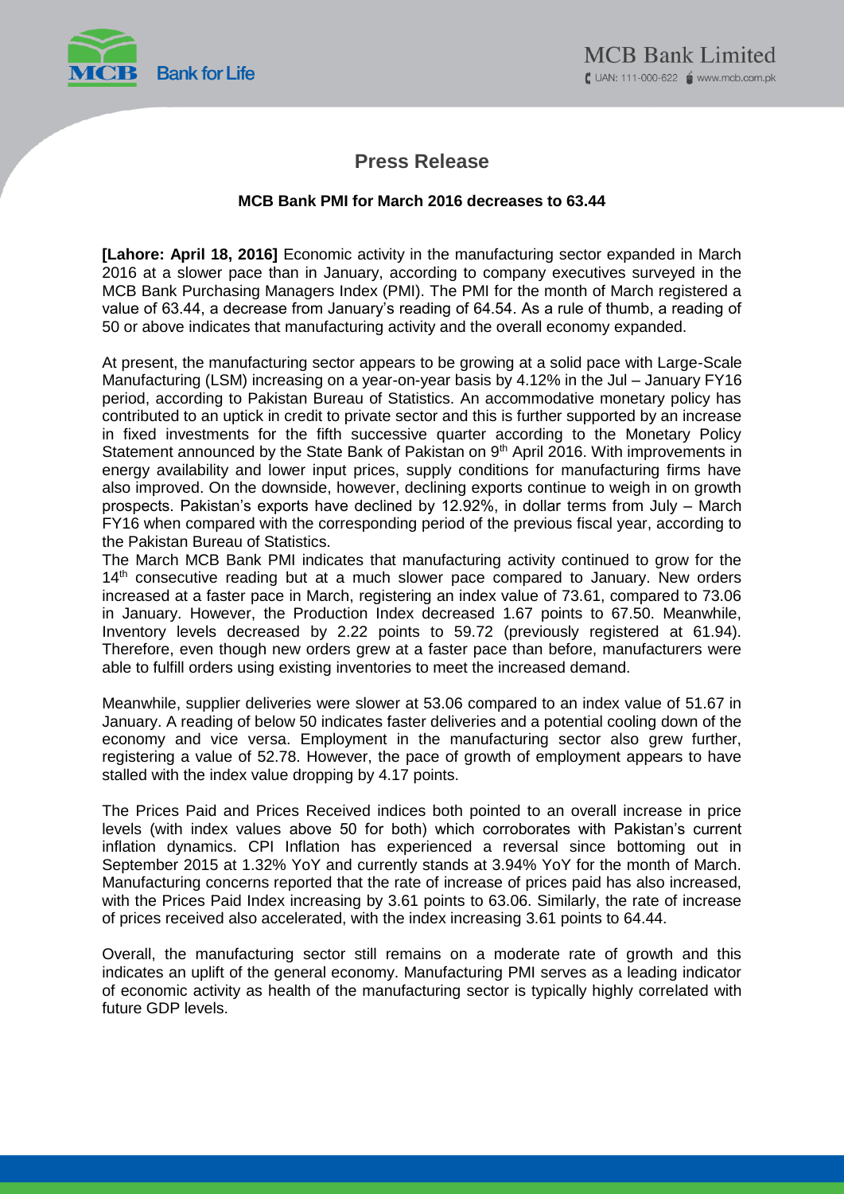# Press Release

**MCB Bank PMI for March 2016 decreases to 63.44**

**[Lahore: April 18, 2016]** Economic activity in the manufacturing sector expanded in March 2016 at a slower pace than in January, according to company executives surveyed in the MCB Bank Purchasing Managers Index (PMI). The PMI for the month of March registered a value of 63.44, a decrease from January's reading of 64.54. As a rule of thumb, a reading of 50 or above indicates that manufacturing activity and the overall economy expanded.

At present, the manufacturing sector appears to be growing at a solid pace with Large-Scale Manufacturing (LSM) increasing on a year-on-year basis by 4.12% in the Jul – January FY16 period, according to Pakistan Bureau of Statistics. An accommodative monetary policy has contributed to an uptick in credit to private sector and this is further supported by an increase in fixed investments for the fifth successive quarter according to the Monetary Policy Statement announced by the State Bank of Pakistan on 9th April 2016. With improvements in energy availability and lower input prices, supply conditions for manufacturing firms have also improved. On the downside, however, declining exports continue to weigh in on growth prospects. Pakistan's exports have declined by 12.92%, in dollar terms from July – March FY16 when compared with the corresponding period of the previous fiscal year, according to the Pakistan Bureau of Statistics.

The March MCB Bank PMI indicates that manufacturing activity continued to grow for the 14th consecutive reading but at a much slower pace compared to January. New orders increased at a faster pace in March, registering an index value of 73.61, compared to 73.06 in January. However, the Production Index decreased 1.67 points to 67.50. Meanwhile, Inventory levels decreased by 2.22 points to 59.72 (previously registered at 61.94). Therefore, even though new orders grew at a faster pace than before, manufacturers were able to fulfill orders using existing inventories to meet the increased demand.

Meanwhile, supplier deliveries were slower at 53.06 compared to an index value of 51.67 in January. A reading of below 50 indicates faster deliveries and a potential cooling down of the economy and vice versa. Employment in the manufacturing sector also grew further, registering a value of 52.78. However, the pace of growth of employment appears to have stalled with the index value dropping by 4.17 points.

The Prices Paid and Prices Received indices both pointed to an overall increase in price levels (with index values above 50 for both) which corroborates with Pakistan's current inflation dynamics. CPI Inflation has experienced a reversal since bottoming out in September 2015 at 1.32% YoY and currently stands at 3.94% YoY for the month of March. Manufacturing concerns reported that the rate of increase of prices paid has also increased, with the Prices Paid Index increasing by 3.61 points to 63.06. Similarly, the rate of increase of prices received also accelerated, with the index increasing 3.61 points to 64.44.

Overall, the manufacturing sector still remains on a moderate rate of growth and this indicates an uplift of the general economy. Manufacturing PMI serves as a leading indicator of economic activity as health of the manufacturing sector is typically highly correlated with future GDP levels.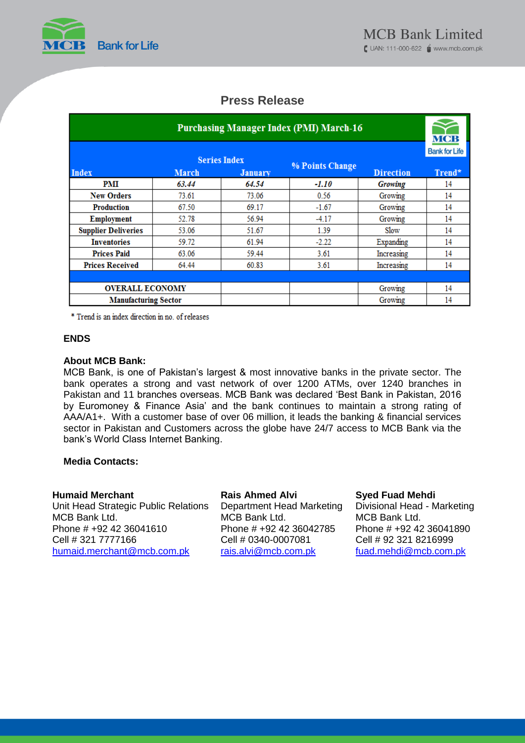## Press Release

| Purchasing Manager Index (PMI) March-16 | | | | | |
|---|---|---|---|---|---|
| | Series Index | | % Points Change | | |
| Index | March | January | | Direction | Trend* |
| **PMI** | ***63.44*** | ***64.54*** | ***-1.10*** | ***Growing*** | 14 |
| **New Orders** | 73.61 | 73.06 | 0.56 | Growing | 14 |
| **Production** | 67.50 | 69.17 | -1.67 | Growing | 14 |
| **Employment** | 52.78 | 56.94 | -4.17 | Growing | 14 |
| **Supplier Deliveries** | 53.06 | 51.67 | 1.39 | Slow | 14 |
| **Inventories** | 59.72 | 61.94 | -2.22 | Expanding | 14 |
| **Prices Paid** | 63.06 | 59.44 | 3.61 | Increasing | 14 |
| **Prices Received** | 64.44 | 60.83 | 3.61 | Increasing | 14 |
| | | | | | |
| **OVERALL ECONOMY** | | | | Growing | 14 |
| **Manufacturing Sector** | | | | Growing | 14 |

\* Trend is an index direction in no. of releases

**ENDS**

**About MCB Bank:**

MCB Bank, is one of Pakistan's largest & most innovative banks in the private sector. The bank operates a strong and vast network of over 1200 ATMs, over 1240 branches in Pakistan and 11 branches overseas. MCB Bank was declared 'Best Bank in Pakistan, 2016 by Euromoney & Finance Asia' and the bank continues to maintain a strong rating of AAA/A1+. With a customer base of over 06 million, it leads the banking & financial services sector in Pakistan and Customers across the globe have 24/7 access to MCB Bank via the bank's World Class Internet Banking.

**Media Contacts:**

**Humaid Merchant**
Unit Head Strategic Public Relations
MCB Bank Ltd.
Phone # +92 42 36041610
Cell # 321 7777166
humaid.merchant@mcb.com.pk

**Rais Ahmed Alvi**
Department Head Marketing
MCB Bank Ltd.
Phone # +92 42 36042785
Cell # 0340-0007081
rais.alvi@mcb.com.pk

**Syed Fuad Mehdi**
Divisional Head - Marketing
MCB Bank Ltd.
Phone # +92 42 36041890
Cell # 92 321 8216999
fuad.mehdi@mcb.com.pk